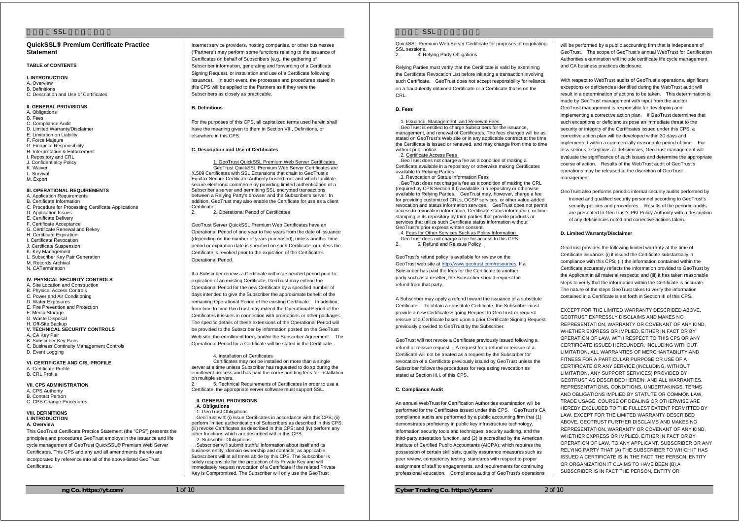# QuickSSL® Premium Certificate Practice Statement

**TABLE of CONTENTS**

**I. INTRODUCTION**
A. Overview
B. Definitions
C. Description and Use of Certificates

**II. GENERAL PROVISIONS**
A. Obligations
B. Fees
C. Compliance Audit
D. Limited Warranty/Disclaimer
E. Limitation on Liability
F. Force Majeure
G. Financial Responsibility
H. Interpretation & Enforcement
I. Repository and CRL
J. Confidentiality Policy
K. Waiver
L. Survival
M. Export

**III. OPERATIONAL REQUIREMENTS**
A. Application Requirements
B. Certificate Information
C. Procedure for Processing Certificate Applications
D. Application Issues
E. Certificate Delivery
F. Certificate Acceptance
G. Certificate Renewal and Rekey
H. Certificate Expiration
I. Certificate Revocation
J. Certificate Suspension
K. Key Management
L. Subscriber Key Pair Generation
M. Records Archival
N. CATermination

**IV. PHYSICAL SECURITY CONTROLS**
A. Site Location and Construction
B. Physical Access Controls
C. Power and Air Conditioning
D. Water Exposures
E. Fire Prevention and Protection
F. Media Storage
G. Waste Disposal
H. Off-Site Backup

**V. TECHNICAL SECURITY CONTROLS**
A. CA Key Pair
B. Subscriber Key Pairs
C. Business Continuity Management Controls
D. Event Logging

**VI. CERTIFICATE AND CRL PROFILE**
A. Certificate Profile
B. CRL Profile

**VII. CPS ADMINISTRATION**
A. CPS Authority
B. Contact Person
C. CPS Change Procedures

**VIII. DEFINITIONS**

## I. INTRODUCTION

### A. Overview

This GeoTrust Certificate Practice Statement (the "CPS") presents the principles and procedures GeoTrust employs in the issuance and life cycle management of GeoTrust QuickSSL® Premium Web Server Certificates. This CPS and any and all amendments thereto are incorporated by reference into all of the above-listed GeoTrust Certificates.

Internet service providers, hosting companies, or other businesses ("Partners") may perform some functions relating to the issuance of Certificates on behalf of Subscribers (e.g., the gathering of Subscriber information, generating and forwarding of a Certificate Signing Request, or installation and use of a Certificate following issuance). In such event, the processes and procedures stated in this CPS will be applied to the Partners as if they were the Subscribers as closely as practicable.

### B. Definitions

For the purposes of this CPS, all capitalized terms used herein shall have the meaning given to them in Section VIII, Definitions, or elsewhere in this CPS.

### C. Description and Use of Certificates

1. GeoTrust QuickSSL Premium Web Server Certificates

GeoTrust QuickSSL Premium Web Server Certificates are X.509 Certificates with SSL Extensions that chain to GeoTrust's Equifax Secure Certificate Authority trusted root and which facilitate secure electronic commerce by providing limited authentication of a Subscriber's server and permitting SSL encrypted transactions between a Relying Party's browser and the Subscriber's server. In addition, GeoTrust may also enable the Certificate for use as a client Certificate.

2. Operational Period of Certificates

GeoTrust Server QuickSSL Premium Web Certificates have an Operational Period of one year to five years from the date of issuance (depending on the number of years purchased), unless another time period or expiration date is specified on such Certificate, or unless the Certificate is revoked prior to the expiration of the Certificate's Operational Period.

If a Subscriber renews a Certificate within a specified period prior to expiration of an existing Certificate, GeoTrust may extend the Operational Period for the new Certificate by a specified number of days intended to give the Subscriber the approximate benefit of the remaining Operational Period of the existing Certificate. In addition, from time to time GeoTrust may extend the Operational Period of the Certificates it issues in connection with promotions or other packages. The specific details of these extensions of the Operational Period will be provided to the Subscriber by information posted on the GeoTrust Web site, the enrollment form, and/or the Subscriber Agreement. The Operational Period for a Certificate will be stated in the Certificate.

4. Installation of Certificates

Certificates may not be installed on more than a single server at a time unless Subscriber has requested to do so during the enrollment process and has paid the corresponding fees for installation on multiple servers.

5. Technical Requirements of Certificates In order to use a Certificate, the appropriate server software must support SSL.

## II. GENERAL PROVISIONS

### A. Obligations

1. GeoTrust Obligations

GeoTrust will: (i) issue Certificates in accordance with this CPS; (ii) perform limited authentication of Subscribers as described in this CPS; (iii) revoke Certificates as described in this CPS; and (iv) perform any other functions which are described within this CPS.

2. Subscriber Obligations

Subscriber will submit truthful information about itself and its business entity, domain ownership and contacts, as applicable. Subscribers will at all times abide by this CPS. The Subscriber is solely responsible for the protection of its Private Key and will immediately request revocation of a Certificate if the related Private Key is Compromised. The Subscriber will only use the GeoTrust QuickSSL Premium Web Server Certificate for purposes of negotiating SSL sessions.

3. Relying Party Obligations

Relying Parties must verify that the Certificate is valid by examining the Certificate Revocation List before initiating a transaction involving such Certificate. GeoTrust does not accept responsibility for reliance on a fraudulently obtained Certificate or a Certificate that is on the CRL.

### B. Fees

1. Issuance, Management, and Renewal Fees

GeoTrust is entitled to charge Subscribers for the issuance, management, and renewal of Certificates. The fees charged will be as stated on GeoTrust's Web site or in any applicable contract at the time the Certificate is issued or renewed, and may change from time to time without prior notice.

2. Certificate Access Fees

GeoTrust does not charge a fee as a condition of making a Certificate available in a repository or otherwise making Certificates available to Relying Parties.

3. Revocation or Status Information Fees

GeoTrust does not charge a fee as a condition of making the CRL (required by CPS Section II.I) available in a repository or otherwise available to Relying Parties. GeoTrust may, however, charge a fee for providing customized CRLs, OCSP services, or other value-added revocation and status information services. GeoTrust does not permit access to revocation information, Certificate status information, or time stamping in its repository by third parties that provide products or services that utilize such Certificate status information without GeoTrust's prior express written consent.

4. Fees for Other Services Such as Policy Information

GeoTrust does not charge a fee for access to this CPS.

5. Refund and Reissue Policy

GeoTrust's refund policy is available for review on the GeoTrust web site at http://www.geotrust.com/resources. If a Subscriber has paid the fees for the Certificate to another party such as a reseller, the Subscriber should request the refund from that party.

A Subscriber may apply a refund toward the issuance of a substitute Certificate. To obtain a substitute Certificate, the Subscriber must provide a new Certificate Signing Request to GeoTrust or request reissue of a Certificate based upon a prior Certificate Signing Request previously provided to GeoTrust by the Subscriber.

GeoTrust will not revoke a Certificate previously issued following a refund or reissue request. A request for a refund or reissue of a Certificate will not be treated as a request by the Subscriber for revocation of a Certificate previously issued by GeoTrust unless the Subscriber follows the procedures for requesting revocation as stated at Section III.I. of this CPS.

### C. Compliance Audit

An annual WebTrust for Certification Authorities examination will be performed for the Certificates issued under this CPS. GeoTrust's CA compliance audits are performed by a public accounting firm that (1) demonstrates proficiency in public key infrastructure technology, information security tools and techniques, security auditing, and the third-party attestation function, and (2) is accredited by the American Institute of Certified Public Accountants (AICPA), which requires the possession of certain skill sets, quality assurance measures such as peer review, competency testing, standards with respect to proper assignment of staff to engagements, and requirements for continuing professional education. Compliance audits of GeoTrust's operations will be performed by a public accounting firm that is independent of GeoTrust. The scope of GeoTrust's annual WebTrust for Certification Authorities examination will include certificate life cycle management and CA business practices disclosure.

With respect to WebTrust audits of GeoTrust's operations, significant exceptions or deficiencies identified during the WebTrust audit will result in a determination of actions to be taken. This determination is made by GeoTrust management with input from the auditor. GeoTrust management is responsible for developing and implementing a corrective action plan. If GeoTrust determines that such exceptions or deficiencies pose an immediate threat to the security or integrity of the Certificates issued under this CPS, a corrective action plan will be developed within 30 days and implemented within a commercially reasonable period of time. For less serious exceptions or deficiencies, GeoTrust management will evaluate the significance of such issues and determine the appropriate course of action. Results of the WebTrust audit of GeoTrust's operations may be released at the discretion of GeoTrust management.

GeoTrust also performs periodic internal security audits performed by trained and qualified security personnel according to GeoTrust's security policies and procedures. Results of the periodic audits are presented to GeoTrust's PKI Policy Authority with a description of any deficiencies noted and corrective actions taken.

### D. Limited Warranty/Disclaimer

GeoTrust provides the following limited warranty at the time of Certificate issuance: (i) it issued the Certificate substantially in compliance with this CPS; (ii) the information contained within the Certificate accurately reflects the information provided to GeoTrust by the Applicant in all material respects; and (iii) it has taken reasonable steps to verify that the information within the Certificate is accurate. The nature of the steps GeoTrust takes to verify the information contained in a Certificate is set forth in Section III of this CPS.

EXCEPT FOR THE LIMITED WARRANTY DESCRIBED ABOVE, GEOTRUST EXPRESSLY DISCLAIMS AND MAKES NO REPRESENTATION, WARRANTY OR COVENANT OF ANY KIND, WHETHER EXPRESS OR IMPLIED, EITHER IN FACT OR BY OPERATION OF LAW, WITH RESPECT TO THIS CPS OR ANY CERTIFICATE ISSUED HEREUNDER, INCLUDING WITHOUT LIMITATION, ALL WARRANTIES OF MERCHANTABILITY AND FITNESS FOR A PARTICULAR PURPOSE OR USE OF A CERTIFICATE OR ANY SERVICE (INCLUDING, WITHOUT LIMITATION, ANY SUPPORT SERVICES) PROVIDED BY GEOTRUST AS DESCRIBED HEREIN, AND ALL WARRANTIES, REPRESENTATIONS, CONDITIONS, UNDERTAKINGS, TERMS AND OBLIGATIONS IMPLIED BY STATUTE OR COMMON LAW, TRADE USAGE, COURSE OF DEALING OR OTHERWISE ARE HEREBY EXCLUDED TO THE FULLEST EXTENT PERMITTED BY LAW. EXCEPT FOR THE LIMITED WARRANTY DESCRIBED ABOVE, GEOTRUST FURTHER DISCLAIMS AND MAKES NO REPRESENTATION, WARRANTY OR COVENANT OF ANY KIND, WHETHER EXPRESS OR IMPLIED, EITHER IN FACT OR BY OPERATION OF LAW, TO ANY APPLICANT, SUBSCRIBER OR ANY RELYING PARTY THAT (A) THE SUBSCRIBER TO WHICH IT HAS ISSUED A CERTIFICATE IS IN THE FACT THE PERSON, ENTITY OR ORGANIZATION IT CLAIMS TO HAVE BEEN (B) A SUBSCRIBER IS IN FACT THE PERSON, ENTITY OR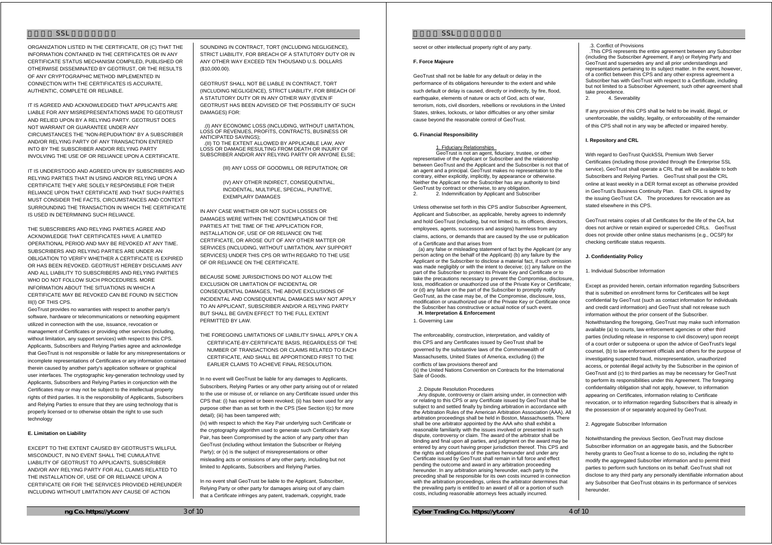ORGANIZATION LISTED IN THE CERTIFICATE, OR (C) THAT THE INFORMATION CONTAINED IN THE CERTIFICATES OR IN ANY CERTIFICATE STATUS MECHANISM COMPILED, PUBLISHED OR OTHERWISE DISSEMINATED BY GEOTRUST, OR THE RESULTS OF ANY CRYPTOGRAPHIC METHOD IMPLEMENTED IN CONNECTION WITH THE CERTIFICATES IS ACCURATE, AUTHENTIC, COMPLETE OR RELIABLE.

IT IS AGREED AND ACKNOWLEDGED THAT APPLICANTS ARE LIABLE FOR ANY MISREPRESENTATIONS MADE TO GEOTRUST AND RELIED UPON BY A RELYING PARTY. GEOTRUST DOES NOT WARRANT OR GUARANTEE UNDER ANY CIRCUMSTANCES THE "NON-REPUDIATION" BY A SUBSCRIBER AND/OR RELYING PARTY OF ANY TRANSACTION ENTERED INTO BY THE SUBSCRIBER AND/OR RELYING PARTY INVOLVING THE USE OF OR RELIANCE UPON A CERTIFICATE.

IT IS UNDERSTOOD AND AGREED UPON BY SUBSCRIBERS AND RELYING PARTIES THAT IN USING AND/OR RELYING UPON A CERTIFICATE THEY ARE SOLELY RESPONSIBLE FOR THEIR RELIANCE UPON THAT CERTIFICATE AND THAT SUCH PARTIES MUST CONSIDER THE FACTS, CIRCUMSTANCES AND CONTEXT SURROUNDING THE TRANSACTION IN WHICH THE CERTIFICATE IS USED IN DETERMINING SUCH RELIANCE.

THE SUBSCRIBERS AND RELYING PARTIES AGREE AND ACKNOWLEDGE THAT CERTIFICATES HAVE A LIMITED OPERATIONAL PERIOD AND MAY BE REVOKED AT ANY TIME. SUBSCRIBERS AND RELYING PARTIES ARE UNDER AN OBLIGATION TO VERIFY WHETHER A CERTIFICATE IS EXPIRED OR HAS BEEN REVOKED. GEOTRUST HEREBY DISCLAIMS ANY AND ALL LIABILITY TO SUBSCRIBERS AND RELYING PARTIES WHO DO NOT FOLLOW SUCH PROCEDURES. MORE INFORMATION ABOUT THE SITUATIONS IN WHICH A CERTIFICATE MAY BE REVOKED CAN BE FOUND IN SECTION III(I) OF THIS CPS.

GeoTrust provides no warranties with respect to another party's software, hardware or telecommunications or networking equipment utilized in connection with the use, issuance, revocation or management of Certificates or providing other services (including, without limitation, any support services) with respect to this CPS. Applicants, Subscribers and Relying Parties agree and acknowledge that GeoTrust is not responsible or liable for any misrepresentations or incomplete representations of Certificates or any information contained therein caused by another party's application software or graphical user interfaces. The cryptographic key-generation technology used by Applicants, Subscribers and Relying Parties in conjunction with the Certificates may or may not be subject to the intellectual property rights of third parties. It is the responsibility of Applicants, Subscribers and Relying Parties to ensure that they are using technology that is properly licensed or to otherwise obtain the right to use such technology

#### E. Limitation on Liability

EXCEPT TO THE EXTENT CAUSED BY GEOTRUST'S WILLFUL MISCONDUCT, IN NO EVENT SHALL THE CUMULATIVE LIABILITY OF GEOTRUST TO APPLICANTS, SUBSCRIBER AND/OR ANY RELYING PARTY FOR ALL CLAIMS RELATED TO THE INSTALLATION OF, USE OF OR RELIANCE UPON A CERTIFICATE OR FOR THE SERVICES PROVIDED HEREUNDER INCLUDING WITHOUT LIMITATION ANY CAUSE OF ACTION SOUNDING IN CONTRACT, TORT (INCLUDING NEGLIGENCE), STRICT LIABILITY, FOR BREACH OF A STATUTORY DUTY OR IN ANY OTHER WAY EXCEED TEN THOUSAND U.S. DOLLARS ($10,000.00).

GEOTRUST SHALL NOT BE LIABLE IN CONTRACT, TORT (INCLUDING NEGLIGENCE), STRICT LIABILITY, FOR BREACH OF A STATUTORY DUTY OR IN ANY OTHER WAY (EVEN IF GEOTRUST HAS BEEN ADVISED OF THE POSSIBILITY OF SUCH DAMAGES) FOR:

.(I) ANY ECONOMIC LOSS (INCLUDING, WITHOUT LIMITATION, LOSS OF REVENUES, PROFITS, CONTRACTS, BUSINESS OR ANTICIPATED SAVINGS);
.(II) TO THE EXTENT ALLOWED BY APPLICABLE LAW, ANY LOSS OR DAMAGE RESULTING FROM DEATH OR INJURY OF SUBSCRIBER AND/OR ANY RELYING PARTY OR ANYONE ELSE;

(III) ANY LOSS OF GOODWILL OR REPUTATION; OR

(IV) ANY OTHER INDIRECT, CONSEQUENTIAL, INCIDENTAL, MULTIPLE, SPECIAL, PUNITIVE, EXEMPLARY DAMAGES

IN ANY CASE WHETHER OR NOT SUCH LOSSES OR DAMAGES WERE WITHIN THE CONTEMPLATION OF THE PARTIES AT THE TIME OF THE APPLICATION FOR, INSTALLATION OF, USE OF OR RELIANCE ON THE CERTIFICATE, OR AROSE OUT OF ANY OTHER MATTER OR SERVICES (INCLUDING, WITHOUT LIMITATION, ANY SUPPORT SERVICES) UNDER THIS CPS OR WITH REGARD TO THE USE OF OR RELIANCE ON THE CERTIFICATE.

BECAUSE SOME JURISDICTIONS DO NOT ALLOW THE EXCLUSION OR LIMITATION OF INCIDENTAL OR CONSEQUENTIAL DAMAGES, THE ABOVE EXCLUSIONS OF INCIDENTAL AND CONSEQUENTIAL DAMAGES MAY NOT APPLY TO AN APPLICANT, SUBSCRIBER AND/OR A RELYING PARTY BUT SHALL BE GIVEN EFFECT TO THE FULL EXTENT PERMITTED BY LAW.

THE FOREGOING LIMITATIONS OF LIABILITY SHALL APPLY ON A CERTIFICATE-BY-CERTIFICATE BASIS, REGARDLESS OF THE NUMBER OF TRANSACTIONS OR CLAIMS RELATED TO EACH CERTIFICATE, AND SHALL BE APPORTIONED FIRST TO THE EARLIER CLAIMS TO ACHIEVE FINAL RESOLUTION.

In no event will GeoTrust be liable for any damages to Applicants, Subscribers, Relying Parties or any other party arising out of or related to the use or misuse of, or reliance on any Certificate issued under this CPS that: (i) has expired or been revoked; (ii) has been used for any purpose other than as set forth in the CPS (See Section I(c) for more detail); (iii) has been tampered with;
(iv) with respect to which the Key Pair underlying such Certificate or the cryptography algorithm used to generate such Certificate's Key Pair, has been Compromised by the action of any party other than GeoTrust (including without limitation the Subscriber or Relying Party); or (v) is the subject of misrepresentations or other misleading acts or omissions of any other party, including but not limited to Applicants, Subscribers and Relying Parties.

In no event shall GeoTrust be liable to the Applicant, Subscriber, Relying Party or other party for damages arising out of any claim that a Certificate infringes any patent, trademark, copyright, trade secret or other intellectual property right of any party.

#### F. Force Majeure

GeoTrust shall not be liable for any default or delay in the performance of its obligations hereunder to the extent and while such default or delay is caused, directly or indirectly, by fire, flood, earthquake, elements of nature or acts of God, acts of war, terrorism, riots, civil disorders, rebellions or revolutions in the United States, strikes, lockouts, or labor difficulties or any other similar cause beyond the reasonable control of GeoTrust.

#### G. Financial Responsibility

1. Fiduciary Relationships

GeoTrust is not an agent, fiduciary, trustee, or other representative of the Applicant or Subscriber and the relationship between GeoTrust and the Applicant and the Subscriber is not that of an agent and a principal. GeoTrust makes no representation to the contrary, either explicitly, implicitly, by appearance or otherwise. Neither the Applicant nor the Subscriber has any authority to bind GeoTrust by contract or otherwise, to any obligation.

2. Indemnification by Applicant and Subscriber

Unless otherwise set forth in this CPS and/or Subscriber Agreement, Applicant and Subscriber, as applicable, hereby agrees to indemnify and hold GeoTrust (including, but not limited to, its officers, directors, employees, agents, successors and assigns) harmless from any claims, actions, or demands that are caused by the use or publication of a Certificate and that arises from

.(a) any false or misleading statement of fact by the Applicant (or any person acting on the behalf of the Applicant) (b) any failure by the Applicant or the Subscriber to disclose a material fact, if such omission was made negligibly or with the intent to deceive; (c) any failure on the part of the Subscriber to protect its Private Key and Certificate or to take the precautions necessary to prevent the Compromise, disclosure, loss, modification or unauthorized use of the Private Key or Certificate; or (d) any failure on the part of the Subscriber to promptly notify GeoTrust, as the case may be, of the Compromise, disclosure, loss, modification or unauthorized use of the Private Key or Certificate once the Subscriber has constructive or actual notice of such event.

#### H. Interpretation & Enforcement

1. Governing Law

The enforceability, construction, interpretation, and validity of this CPS and any Certificates issued by GeoTrust shall be governed by the substantive laws of the Commonwealth of Massachusetts, United States of America, excluding (i) the conflicts of law provisions thereof and
(ii) the United Nations Convention on Contracts for the International Sale of Goods.

.2. Dispute Resolution Procedures

.Any dispute, controversy or claim arising under, in connection with or relating to this CPS or any Certificate issued by GeoTrust shall be subject to and settled finally by binding arbitration in accordance with the Arbitration Rules of the American Arbitration Association (AAA). All arbitration proceedings shall be held in Boston, Massachusetts. There shall be one arbitrator appointed by the AAA who shall exhibit a reasonable familiarity with the issues involved or presented in such dispute, controversy or claim. The award of the arbitrator shall be binding and final upon all parties, and judgment on the award may be entered by any court having proper jurisdiction thereof. This CPS and the rights and obligations of the parties hereunder and under any Certificate issued by GeoTrust shall remain in full force and effect pending the outcome and award in any arbitration proceeding hereunder. In any arbitration arising hereunder, each party to the preceding shall be responsible for its own costs incurred in connection with the arbitration proceedings, unless the arbitrator determines that the prevailing party is entitled to an award of all or a portion of such costs, including reasonable attorneys fees actually incurred.

.3. Conflict of Provisions

.This CPS represents the entire agreement between any Subscriber (including the Subscriber Agreement, if any) or Relying Party and GeoTrust and supersedes any and all prior understandings and representations pertaining to its subject matter. In the event, however, of a conflict between this CPS and any other express agreement a Subscriber has with GeoTrust with respect to a Certificate, including but not limited to a Subscriber Agreement, such other agreement shall take precedence.

4. Severability

If any provision of this CPS shall be held to be invalid, illegal, or unenforceable, the validity, legality, or enforceability of the remainder of this CPS shall not in any way be affected or impaired hereby.

#### I. Repository and CRL

With regard to GeoTrust QuickSSL Premium Web Server Certificates (including those provided through the Enterprise SSL service), GeoTrust shall operate a CRL that will be available to both Subscribers and Relying Parties. GeoTrust shall post the CRL online at least weekly in a DER format except as otherwise provided in GeoTrust's Business Continuity Plan. Each CRL is signed by the issuing GeoTrust CA. The procedures for revocation are as stated elsewhere in this CPS.

GeoTrust retains copies of all Certificates for the life of the CA, but does not archive or retain expired or superceded CRLs. GeoTrust does not provide other online status mechanisms (e.g., OCSP) for checking certificate status requests.

#### J. Confidentiality Policy

1. Individual Subscriber Information

Except as provided herein, certain information regarding Subscribers that is submitted on enrollment forms for Certificates will be kept confidential by GeoTrust (such as contact information for individuals and credit card information) and GeoTrust shall not release such information without the prior consent of the Subscriber. Notwithstanding the foregoing, GeoTrust may make such information available (a) to courts, law enforcement agencies or other third parties (including release in response to civil discovery) upon receipt of a court order or subpoena or upon the advice of GeoTrust's legal counsel, (b) to law enforcement officials and others for the purpose of investigating suspected fraud, misrepresentation, unauthorized access, or potential illegal activity by the Subscriber in the opinion of GeoTrust and (c) to third parties as may be necessary for GeoTrust to perform its responsibilities under this Agreement. The foregoing confidentiality obligation shall not apply, however, to information appearing on Certificates, information relating to Certificate revocation, or to information regarding Subscribers that is already in the possession of or separately acquired by GeoTrust.

2. Aggregate Subscriber Information

Notwithstanding the previous Section, GeoTrust may disclose Subscriber information on an aggregate basis, and the Subscriber hereby grants to GeoTrust a license to do so, including the right to modify the aggregated Subscriber information and to permit third parties to perform such functions on its behalf. GeoTrust shall not disclose to any third party any personally identifiable information about any Subscriber that GeoTrust obtains in its performance of services hereunder.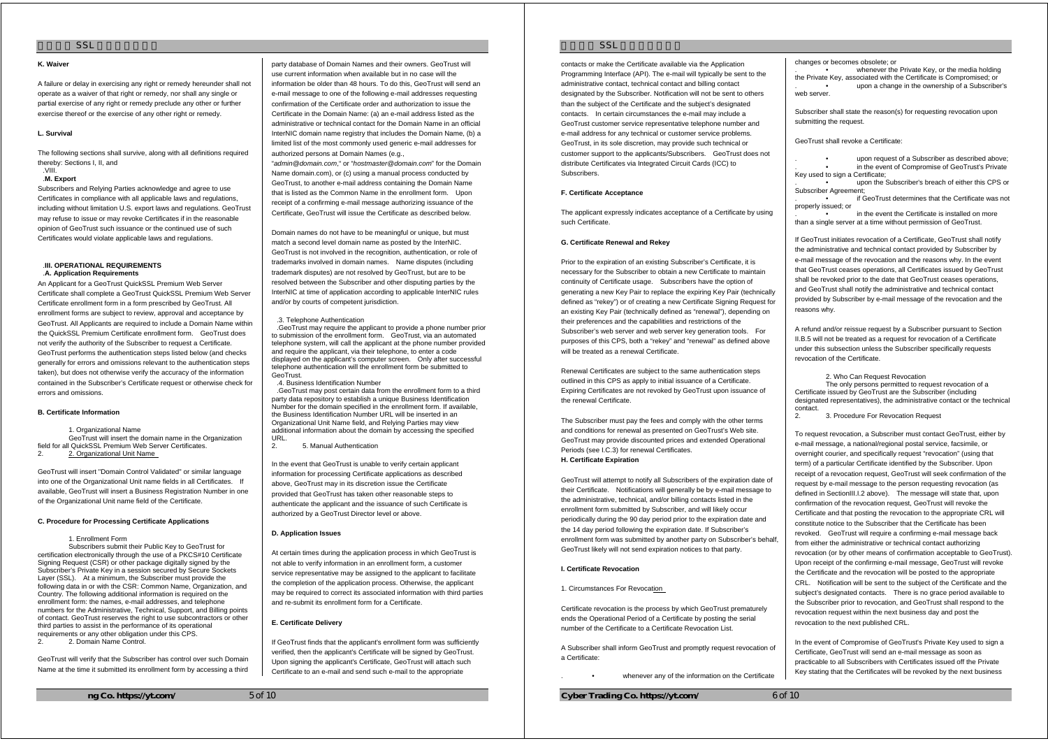### K. Waiver

A failure or delay in exercising any right or remedy hereunder shall not operate as a waiver of that right or remedy, nor shall any single or partial exercise of any right or remedy preclude any other or further exercise thereof or the exercise of any other right or remedy.

### L. Survival

The following sections shall survive, along with all definitions required thereby: Sections I, II, and .VIII.

### .M. Export

Subscribers and Relying Parties acknowledge and agree to use Certificates in compliance with all applicable laws and regulations, including without limitation U.S. export laws and regulations. GeoTrust may refuse to issue or may revoke Certificates if in the reasonable opinion of GeoTrust such issuance or the continued use of such Certificates would violate applicable laws and regulations.

## .III. OPERATIONAL REQUIREMENTS

### .A. Application Requirements

An Applicant for a GeoTrust QuickSSL Premium Web Server Certificate shall complete a GeoTrust QuickSSL Premium Web Server Certificate enrollment form in a form prescribed by GeoTrust. All enrollment forms are subject to review, approval and acceptance by GeoTrust. All Applicants are required to include a Domain Name within the QuickSSL Premium Certificate enrollment form. GeoTrust does not verify the authority of the Subscriber to request a Certificate. GeoTrust performs the authentication steps listed below (and checks generally for errors and omissions relevant to the authentication steps taken), but does not otherwise verify the accuracy of the information contained in the Subscriber's Certificate request or otherwise check for errors and omissions.

### B. Certificate Information

1. Organizational Name

GeoTrust will insert the domain name in the Organization field for all QuickSSL Premium Web Server Certificates.

2. 2. Organizational Unit Name

GeoTrust will insert "Domain Control Validated" or similar language into one of the Organizational Unit name fields in all Certificates. If available, GeoTrust will insert a Business Registration Number in one of the Organizational Unit name field of the Certificate.

### C. Procedure for Processing Certificate Applications

1. Enrollment Form

Subscribers submit their Public Key to GeoTrust for certification electronically through the use of a PKCS#10 Certificate Signing Request (CSR) or other package digitally signed by the Subscriber's Private Key in a session secured by Secure Sockets Layer (SSL). At a minimum, the Subscriber must provide the following data in or with the CSR: Common Name, Organization, and Country. The following additional information is required on the enrollment form: the names, e-mail addresses, and telephone numbers for the Administrative, Technical, Support, and Billing points of contact. GeoTrust reserves the right to use subcontractors or other third parties to assist in the performance of its operational requirements or any other obligation under this CPS.

2. 2. Domain Name Control.

GeoTrust will verify that the Subscriber has control over such Domain Name at the time it submitted its enrollment form by accessing a third party database of Domain Names and their owners. GeoTrust will use current information when available but in no case will the information be older than 48 hours. To do this, GeoTrust will send an e-mail message to one of the following e-mail addresses requesting confirmation of the Certificate order and authorization to issue the Certificate in the Domain Name: (a) an e-mail address listed as the administrative or technical contact for the Domain Name in an official InterNIC domain name registry that includes the Domain Name, (b) a limited list of the most commonly used generic e-mail addresses for authorized persons at Domain Names (e.g., "*admin@domain.com*," or "*hostmaster@domain.com*" for the Domain Name domain.com), or (c) using a manual process conducted by GeoTrust, to another e-mail address containing the Domain Name that is listed as the Common Name in the enrollment form. Upon receipt of a confirming e-mail message authorizing issuance of the Certificate, GeoTrust will issue the Certificate as described below.

Domain names do not have to be meaningful or unique, but must match a second level domain name as posted by the InterNIC. GeoTrust is not involved in the recognition, authentication, or role of trademarks involved in domain names. Name disputes (including trademark disputes) are not resolved by GeoTrust, but are to be resolved between the Subscriber and other disputing parties by the InterNIC at time of application according to applicable InterNIC rules and/or by courts of competent jurisdiction.

.3. Telephone Authentication

.GeoTrust may require the applicant to provide a phone number prior to submission of the enrollment form. GeoTrust, via an automated telephone system, will call the applicant at the phone number provided and require the applicant, via their telephone, to enter a code displayed on the applicant's computer screen. Only after successful telephone authentication will the enrollment form be submitted to GeoTrust.

.4. Business Identification Number

.GeoTrust may post certain data from the enrollment form to a third party data repository to establish a unique Business Identification Number for the domain specified in the enrollment form. If available, the Business Identification Number URL will be inserted in an Organizational Unit Name field, and Relying Parties may view additional information about the domain by accessing the specified URL.

2. 5. Manual Authentication

In the event that GeoTrust is unable to verify certain applicant information for processing Certificate applications as described above, GeoTrust may in its discretion issue the Certificate provided that GeoTrust has taken other reasonable steps to authenticate the applicant and the issuance of such Certificate is authorized by a GeoTrust Director level or above.

### D. Application Issues

At certain times during the application process in which GeoTrust is not able to verify information in an enrollment form, a customer service representative may be assigned to the applicant to facilitate the completion of the application process. Otherwise, the applicant may be required to correct its associated information with third parties and re-submit its enrollment form for a Certificate.

### E. Certificate Delivery

If GeoTrust finds that the applicant's enrollment form was sufficiently verified, then the applicant's Certificate will be signed by GeoTrust. Upon signing the applicant's Certificate, GeoTrust will attach such Certificate to an e-mail and send such e-mail to the appropriate contacts or make the Certificate available via the Application Programming Interface (API). The e-mail will typically be sent to the administrative contact, technical contact and billing contact designated by the Subscriber. Notification will not be sent to others than the subject of the Certificate and the subject's designated contacts. In certain circumstances the e-mail may include a GeoTrust customer service representative telephone number and e-mail address for any technical or customer service problems. GeoTrust, in its sole discretion, may provide such technical or customer support to the applicants/Subscribers. GeoTrust does not distribute Certificates via Integrated Circuit Cards (ICC) to Subscribers.

### F. Certificate Acceptance

The applicant expressly indicates acceptance of a Certificate by using such Certificate.

### G. Certificate Renewal and Rekey

Prior to the expiration of an existing Subscriber's Certificate, it is necessary for the Subscriber to obtain a new Certificate to maintain continuity of Certificate usage. Subscribers have the option of generating a new Key Pair to replace the expiring Key Pair (technically defined as "rekey") or of creating a new Certificate Signing Request for an existing Key Pair (technically defined as "renewal"), depending on their preferences and the capabilities and restrictions of the Subscriber's web server and web server key generation tools. For purposes of this CPS, both a "rekey" and "renewal" as defined above will be treated as a renewal Certificate.

Renewal Certificates are subject to the same authentication steps outlined in this CPS as apply to initial issuance of a Certificate. Expiring Certificates are not revoked by GeoTrust upon issuance of the renewal Certificate.

The Subscriber must pay the fees and comply with the other terms and conditions for renewal as presented on GeoTrust's Web site. GeoTrust may provide discounted prices and extended Operational Periods (see I.C.3) for renewal Certificates.

### H. Certificate Expiration

GeoTrust will attempt to notify all Subscribers of the expiration date of their Certificate. Notifications will generally be by e-mail message to the administrative, technical, and/or billing contacts listed in the enrollment form submitted by Subscriber, and will likely occur periodically during the 90 day period prior to the expiration date and the 14 day period following the expiration date. If Subscriber's enrollment form was submitted by another party on Subscriber's behalf, GeoTrust likely will not send expiration notices to that party.

### I. Certificate Revocation

1. Circumstances For Revocation

Certificate revocation is the process by which GeoTrust prematurely ends the Operational Period of a Certificate by posting the serial number of the Certificate to a Certificate Revocation List.

A Subscriber shall inform GeoTrust and promptly request revocation of a Certificate:

- whenever any of the information on the Certificate changes or becomes obsolete; or
- whenever the Private Key, or the media holding the Private Key, associated with the Certificate is Compromised; or
- upon a change in the ownership of a Subscriber's web server.

Subscriber shall state the reason(s) for requesting revocation upon submitting the request.

GeoTrust shall revoke a Certificate:

- upon request of a Subscriber as described above;
- in the event of Compromise of GeoTrust's Private Key used to sign a Certificate;
- upon the Subscriber's breach of either this CPS or Subscriber Agreement;
- if GeoTrust determines that the Certificate was not properly issued; or
- in the event the Certificate is installed on more than a single server at a time without permission of GeoTrust.

If GeoTrust initiates revocation of a Certificate, GeoTrust shall notify the administrative and technical contact provided by Subscriber by e-mail message of the revocation and the reasons why. In the event that GeoTrust ceases operations, all Certificates issued by GeoTrust shall be revoked prior to the date that GeoTrust ceases operations, and GeoTrust shall notify the administrative and technical contact provided by Subscriber by e-mail message of the revocation and the reasons why.

A refund and/or reissue request by a Subscriber pursuant to Section II.B.5 will not be treated as a request for revocation of a Certificate under this subsection unless the Subscriber specifically requests revocation of the Certificate.

2. Who Can Request Revocation

The only persons permitted to request revocation of a Certificate issued by GeoTrust are the Subscriber (including designated representatives), the administrative contact or the technical contact.

2. 3. Procedure For Revocation Request

To request revocation, a Subscriber must contact GeoTrust, either by e-mail message, a national/regional postal service, facsimile, or overnight courier, and specifically request "revocation" (using that term) of a particular Certificate identified by the Subscriber. Upon receipt of a revocation request, GeoTrust will seek confirmation of the request by e-mail message to the person requesting revocation (as defined in SectionIII.I.2 above). The message will state that, upon confirmation of the revocation request, GeoTrust will revoke the Certificate and that posting the revocation to the appropriate CRL will constitute notice to the Subscriber that the Certificate has been revoked. GeoTrust will require a confirming e-mail message back from either the administrative or technical contact authorizing revocation (or by other means of confirmation acceptable to GeoTrust). Upon receipt of the confirming e-mail message, GeoTrust will revoke the Certificate and the revocation will be posted to the appropriate CRL. Notification will be sent to the subject of the Certificate and the subject's designated contacts. There is no grace period available to the Subscriber prior to revocation, and GeoTrust shall respond to the revocation request within the next business day and post the revocation to the next published CRL.

In the event of Compromise of GeoTrust's Private Key used to sign a Certificate, GeoTrust will send an e-mail message as soon as practicable to all Subscribers with Certificates issued off the Private Key stating that the Certificates will be revoked by the next business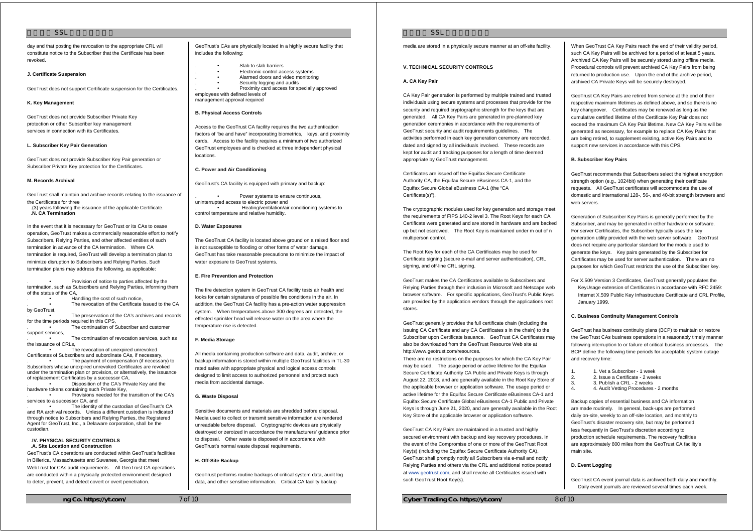day and that posting the revocation to the appropriate CRL will constitute notice to the Subscriber that the Certificate has been revoked.

#### J. Certificate Suspension

GeoTrust does not support Certificate suspension for the Certificates.

#### K. Key Management

GeoTrust does not provide Subscriber Private Key protection or other Subscriber key management services in connection with its Certificates.

#### L. Subscriber Key Pair Generation

GeoTrust does not provide Subscriber Key Pair generation or Subscriber Private Key protection for the Certificates.

#### M. Records Archival

GeoTrust shall maintain and archive records relating to the issuance of the Certificates for three (3) years following the issuance of the applicable Certificate.

#### N. CA Termination

In the event that it is necessary for GeoTrust or its CAs to cease operation, GeoTrust makes a commercially reasonable effort to notify Subscribers, Relying Parties, and other affected entities of such termination in advance of the CA termination. Where CA termination is required, GeoTrust will develop a termination plan to minimize disruption to Subscribers and Relying Parties. Such termination plans may address the following, as applicable:

- Provision of notice to parties affected by the termination, such as Subscribers and Relying Parties, informing them of the status of the CA,
- Handling the cost of such notice,
- The revocation of the Certificate issued to the CA by GeoTrust,
- The preservation of the CA's archives and records for the time periods required in this CPS,
- The continuation of Subscriber and customer support services,
- The continuation of revocation services, such as the issuance of CRLs,
- The revocation of unexpired unrevoked Certificates of Subscribers and subordinate CAs, if necessary,
- The payment of compensation (if necessary) to Subscribers whose unexpired unrevoked Certificates are revoked under the termination plan or provision, or alternatively, the issuance of replacement Certificates by a successor CA,
- Disposition of the CA's Private Key and the hardware tokens containing such Private Key,
- Provisions needed for the transition of the CA's services to a successor CA, and
- The identity of the custodian of GeoTrust's CA and RA archival records. Unless a different custodian is indicated through notice to Subscribers and Relying Parties, the Registered Agent for GeoTrust, Inc., a Delaware corporation, shall be the custodian.

## IV. PHYSICAL SECURITY CONTROLS

#### A. Site Location and Construction

GeoTrust's CA operations are conducted within GeoTrust's facilities in Billerica, Massachusetts and Suwanee, Georgia that meet WebTrust for CAs audit requirements. All GeoTrust CA operations are conducted within a physically protected environment designed to deter, prevent, and detect covert or overt penetration.

GeoTrust's CAs are physically located in a highly secure facility that includes the following:

- Slab to slab barriers
- Electronic control access systems
- Alarmed doors and video monitoring
- Security logging and audits
- Proximity card access for specially approved employees with defined levels of management approval required

#### B. Physical Access Controls

Access to the GeoTrust CA facility requires the two authentication factors of "be and have" incorporating biometrics, keys, and proximity cards. Access to the facility requires a minimum of two authorized GeoTrust employees and is checked at three independent physical locations.

#### C. Power and Air Conditioning

GeoTrust's CA facility is equipped with primary and backup:

- Power systems to ensure continuous, uninterrupted access to electric power and
- Heating/ventilation/air conditioning systems to control temperature and relative humidity.

#### D. Water Exposures

The GeoTrust CA facility is located above ground on a raised floor and is not susceptible to flooding or other forms of water damage. GeoTrust has take reasonable precautions to minimize the impact of water exposure to GeoTrust systems.

#### E. Fire Prevention and Protection

The fire detection system in GeoTrust CA facility tests air health and looks for certain signatures of possible fire conditions in the air. In addition, the GeoTrust CA facility has a pre-action water suppression system. When temperatures above 300 degrees are detected, the effected sprinkler head will release water on the area where the temperature rise is detected.

#### F. Media Storage

All media containing production software and data, audit, archive, or backup information is stored within multiple GeoTrust facilities in TL-30 rated safes with appropriate physical and logical access controls designed to limit access to authorized personnel and protect such media from accidental damage.

#### G. Waste Disposal

Sensitive documents and materials are shredded before disposal. Media used to collect or transmit sensitive information are rendered unreadable before disposal. Cryptographic devices are physically destroyed or zeroized in accordance the manufacturers' guidance prior to disposal. Other waste is disposed of in accordance with GeoTrust's normal waste disposal requirements.

#### H. Off-Site Backup

GeoTrust performs routine backups of critical system data, audit log data, and other sensitive information. Critical CA facility backup media are stored in a physically secure manner at an off-site facility.

## V. TECHNICAL SECURITY CONTROLS

#### A. CA Key Pair

CA Key Pair generation is performed by multiple trained and trusted individuals using secure systems and processes that provide for the security and required cryptographic strength for the keys that are generated. All CA Key Pairs are generated in pre-planned key generation ceremonies in accordance with the requirements of GeoTrust security and audit requirements guidelines. The activities performed in each key generation ceremony are recorded, dated and signed by all individuals involved. These records are kept for audit and tracking purposes for a length of time deemed appropriate by GeoTrust management.

Certificates are issued off the Equifax Secure Certificate Authority CA, the Equifax Secure eBusiness CA-1, and the Equifax Secure Global eBusiness CA-1 (the "CA Certificate(s)").

The cryptographic modules used for key generation and storage meet the requirements of FIPS 140-2 level 3. The Root Keys for each CA Certificate were generated and are stored in hardware and are backed up but not escrowed. The Root Key is maintained under m out of n multiperson control.

The Root Key for each of the CA Certificates may be used for Certificate signing (secure e-mail and server authentication), CRL signing, and off-line CRL signing.

GeoTrust makes the CA Certificates available to Subscribers and Relying Parties through their inclusion in Microsoft and Netscape web browser software. For specific applications, GeoTrust's Public Keys are provided by the application vendors through the applications root stores.

GeoTrust generally provides the full certificate chain (including the issuing CA Certificate and any CA Certificates s in the chain) to the Subscriber upon Certificate issuance. GeoTrust CA Certificates may also be downloaded from the GeoTrust Resource Web site at http://www.geotrust.com/resources.

There are no restrictions on the purposes for which the CA Key Pair may be used. The usage period or active lifetime for the Equifax Secure Certificate Authority CA Public and Private Keys is through August 22, 2018, and are generally available in the Root Key Store of the applicable browser or application software. The usage period or active lifetime for the Equifax Secure Certificate eBusiness CA-1 and Equifax Secure Certificate Global eBusiness CA-1 Public and Private Keys is through June 21, 2020, and are generally available in the Root Key Store of the applicable browser or application software.

GeoTrust CA Key Pairs are maintained in a trusted and highly secured environment with backup and key recovery procedures. In the event of the Compromise of one or more of the GeoTrust Root Key(s) (including the Equifax Secure Certificate Authority CA), GeoTrust shall promptly notify all Subscribers via e-mail and notify Relying Parties and others via the CRL and additional notice posted at www.geotrust.com, and shall revoke all Certificates issued with such GeoTrust Root Key(s).

When GeoTrust CA Key Pairs reach the end of their validity period, such CA Key Pairs will be archived for a period of at least 5 years. Archived CA Key Pairs will be securely stored using offline media. Procedural controls will prevent archived CA Key Pairs from being returned to production use. Upon the end of the archive period, archived CA Private Keys will be securely destroyed.

GeoTrust CA Key Pairs are retired from service at the end of their respective maximum lifetimes as defined above, and so there is no key changeover. Certificates may be renewed as long as the cumulative certified lifetime of the Certificate Key Pair does not exceed the maximum CA Key Pair lifetime. New CA Key Pairs will be generated as necessary, for example to replace CA Key Pairs that are being retired, to supplement existing, active Key Pairs and to support new services in accordance with this CPS.

#### B. Subscriber Key Pairs

GeoTrust recommends that Subscribers select the highest encryption strength option (e.g., 1024bit) when generating their certificate requests. All GeoTrust certificates will accommodate the use of domestic and international 128-, 56-, and 40-bit strength browsers and web servers.

Generation of Subscriber Key Pairs is generally performed by the Subscriber, and may be generated in either hardware or software. For server Certificates, the Subscriber typically uses the key generation utility provided with the web server software. GeoTrust does not require any particular standard for the module used to generate the keys. Key pairs generated by the Subscriber for Certificates may be used for server authentication. There are no purposes for which GeoTrust restricts the use of the Subscriber key.

For X.509 Version 3 Certificates, GeoTrust generally populates the KeyUsage extension of Certificates in accordance with RFC 2459: Internet X.509 Public Key Infrastructure Certificate and CRL Profile, January 1999.

#### C. Business Continuity Management Controls

GeoTrust has business continuity plans (BCP) to maintain or restore the GeoTrust CAs business operations in a reasonably timely manner following interruption to or failure of critical business processes. The BCP define the following time periods for acceptable system outage and recovery time:

1. Vet a Subscriber - 1 week
2. Issue a Certificate - 2 weeks
3. Publish a CRL - 2 weeks
4. Audit Vetting Procedures - 2 months

Backup copies of essential business and CA information are made routinely. In general, back-ups are performed daily on-site, weekly to an off-site location, and monthly to GeoTrust's disaster recovery site, but may be performed less frequently in GeoTrust's discretion according to production schedule requirements. The recovery facilities are approximately 800 miles from the GeoTrust CA facility's main site.

#### D. Event Logging

GeoTrust CA event journal data is archived both daily and monthly. Daily event journals are reviewed several times each week.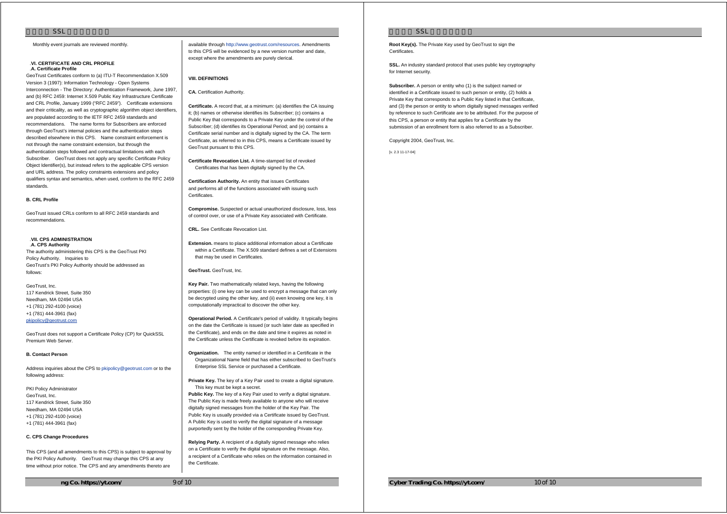Monthly event journals are reviewed monthly.

## VI. CERTIFICATE AND CRL PROFILE

### A. Certificate Profile

GeoTrust Certificates conform to (a) ITU-T Recommendation X.509 Version 3 (1997): Information Technology - Open Systems Interconnection - The Directory: Authentication Framework, June 1997, and (b) RFC 2459: Internet X.509 Public Key Infrastructure Certificate and CRL Profile, January 1999 ("RFC 2459"). Certificate extensions and their criticality, as well as cryptographic algorithm object identifiers, are populated according to the IETF RFC 2459 standards and recommendations. The name forms for Subscribers are enforced through GeoTrust's internal policies and the authentication steps described elsewhere in this CPS. Name constraint enforcement is not through the name constraint extension, but through the authentication steps followed and contractual limitations with each Subscriber. GeoTrust does not apply any specific Certificate Policy Object Identifier(s), but instead refers to the applicable CPS version and URL address. The policy constraints extensions and policy qualifiers syntax and semantics, when used, conform to the RFC 2459 standards.

### B. CRL Profile

GeoTrust issued CRLs conform to all RFC 2459 standards and recommendations.

## VII. CPS ADMINISTRATION

### A. CPS Authority

The authority administering this CPS is the GeoTrust PKI Policy Authority. Inquiries to GeoTrust's PKI Policy Authority should be addressed as follows:

GeoTrust, Inc.
117 Kendrick Street, Suite 350
Needham, MA 02494 USA
+1 (781) 292-4100 (voice)
+1 (781) 444-3961 (fax)
pkipolicy@geotrust.com

GeoTrust does not support a Certificate Policy (CP) for QuickSSL Premium Web Server.

### B. Contact Person

Address inquiries about the CPS to pkipolicy@geotrust.com or to the following address:

PKI Policy Administrator
GeoTrust, Inc.
117 Kendrick Street, Suite 350
Needham, MA 02494 USA
+1 (781) 292-4100 (voice)
+1 (781) 444-3961 (fax)

### C. CPS Change Procedures

This CPS (and all amendments to this CPS) is subject to approval by the PKI Policy Authority. GeoTrust may change this CPS at any time without prior notice. The CPS and any amendments thereto are available through http://www.geotrust.com/resources. Amendments to this CPS will be evidenced by a new version number and date, except where the amendments are purely clerical.

## VIII. DEFINITIONS

**CA.** Certification Authority.

**Certificate.** A record that, at a minimum: (a) identifies the CA issuing it; (b) names or otherwise identifies its Subscriber; (c) contains a Public Key that corresponds to a Private Key under the control of the Subscriber; (d) identifies its Operational Period; and (e) contains a Certificate serial number and is digitally signed by the CA. The term Certificate, as referred to in this CPS, means a Certificate issued by GeoTrust pursuant to this CPS.

**Certificate Revocation List.** A time-stamped list of revoked Certificates that has been digitally signed by the CA.

**Certification Authority.** An entity that issues Certificates and performs all of the functions associated with issuing such Certificates.

**Compromise.** Suspected or actual unauthorized disclosure, loss, loss of control over, or use of a Private Key associated with Certificate.

**CRL.** See Certificate Revocation List.

**Extension.** means to place additional information about a Certificate within a Certificate. The X.509 standard defines a set of Extensions that may be used in Certificates.

**GeoTrust.** GeoTrust, Inc.

**Key Pair.** Two mathematically related keys, having the following properties: (i) one key can be used to encrypt a message that can only be decrypted using the other key, and (ii) even knowing one key, it is computationally impractical to discover the other key.

**Operational Period.** A Certificate's period of validity. It typically begins on the date the Certificate is issued (or such later date as specified in the Certificate), and ends on the date and time it expires as noted in the Certificate unless the Certificate is revoked before its expiration.

**Organization.** The entity named or identified in a Certificate in the Organizational Name field that has either subscribed to GeoTrust's Enterprise SSL Service or purchased a Certificate.

**Private Key.** The key of a Key Pair used to create a digital signature. This key must be kept a secret.

**Public Key.** The key of a Key Pair used to verify a digital signature. The Public Key is made freely available to anyone who will receive digitally signed messages from the holder of the Key Pair. The Public Key is usually provided via a Certificate issued by GeoTrust. A Public Key is used to verify the digital signature of a message purportedly sent by the holder of the corresponding Private Key.

**Relying Party.** A recipient of a digitally signed message who relies on a Certificate to verify the digital signature on the message. Also, a recipient of a Certificate who relies on the information contained in the Certificate.

**Root Key(s).** The Private Key used by GeoTrust to sign the Certificates.

**SSL.** An industry standard protocol that uses public key cryptography for Internet security.

**Subscriber.** A person or entity who (1) is the subject named or identified in a Certificate issued to such person or entity, (2) holds a Private Key that corresponds to a Public Key listed in that Certificate, and (3) the person or entity to whom digitally signed messages verified by reference to such Certificate are to be attributed. For the purpose of this CPS, a person or entity that applies for a Certificate by the submission of an enrollment form is also referred to as a Subscriber.

Copyright 2004, GeoTrust, Inc.

[v. 2.3 11-17-04]